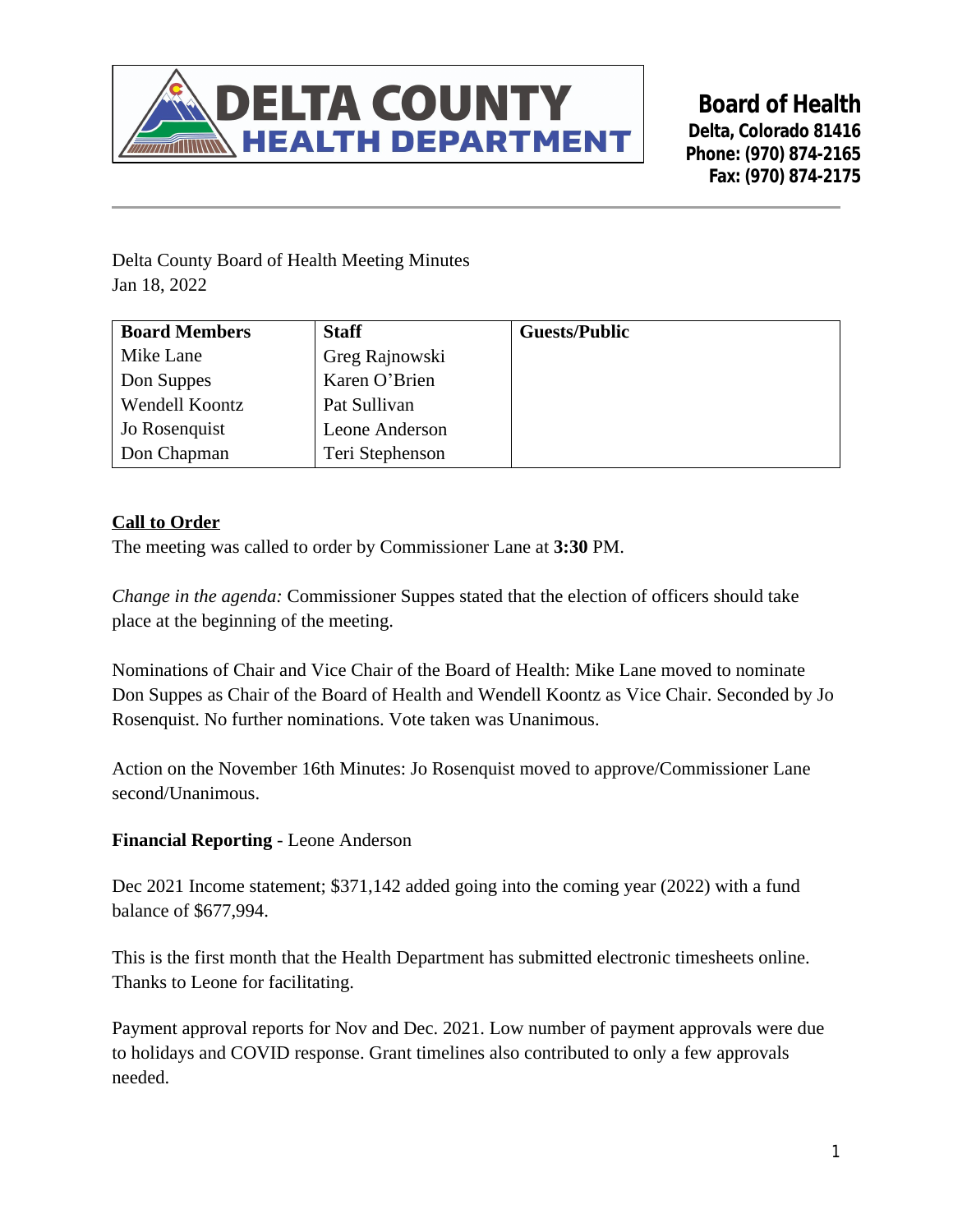**DELTA COUNTY HEALTH DEPARTMENT**

**Board of Health**
**Delta, Colorado 81416**
**Phone: (970) 874-2165**
**Fax: (970) 874-2175**

Delta County Board of Health Meeting Minutes
Jan 18, 2022

| **Board Members** | **Staff** | **Guests/Public** |
|---|---|---|
| Mike Lane | Greg Rajnowski | |
| Don Suppes | Karen O'Brien | |
| Wendell Koontz | Pat Sullivan | |
| Jo Rosenquist | Leone Anderson | |
| Don Chapman | Teri Stephenson | |

**Call to Order**

The meeting was called to order by Commissioner Lane at **3:30** PM.

*Change in the agenda:* Commissioner Suppes stated that the election of officers should take place at the beginning of the meeting.

Nominations of Chair and Vice Chair of the Board of Health: Mike Lane moved to nominate Don Suppes as Chair of the Board of Health and Wendell Koontz as Vice Chair. Seconded by Jo Rosenquist. No further nominations. Vote taken was Unanimous.

Action on the November 16th Minutes: Jo Rosenquist moved to approve/Commissioner Lane second/Unanimous.

**Financial Reporting** - Leone Anderson

Dec 2021 Income statement; $371,142 added going into the coming year (2022) with a fund balance of $677,994.

This is the first month that the Health Department has submitted electronic timesheets online. Thanks to Leone for facilitating.

Payment approval reports for Nov and Dec. 2021. Low number of payment approvals were due to holidays and COVID response. Grant timelines also contributed to only a few approvals needed.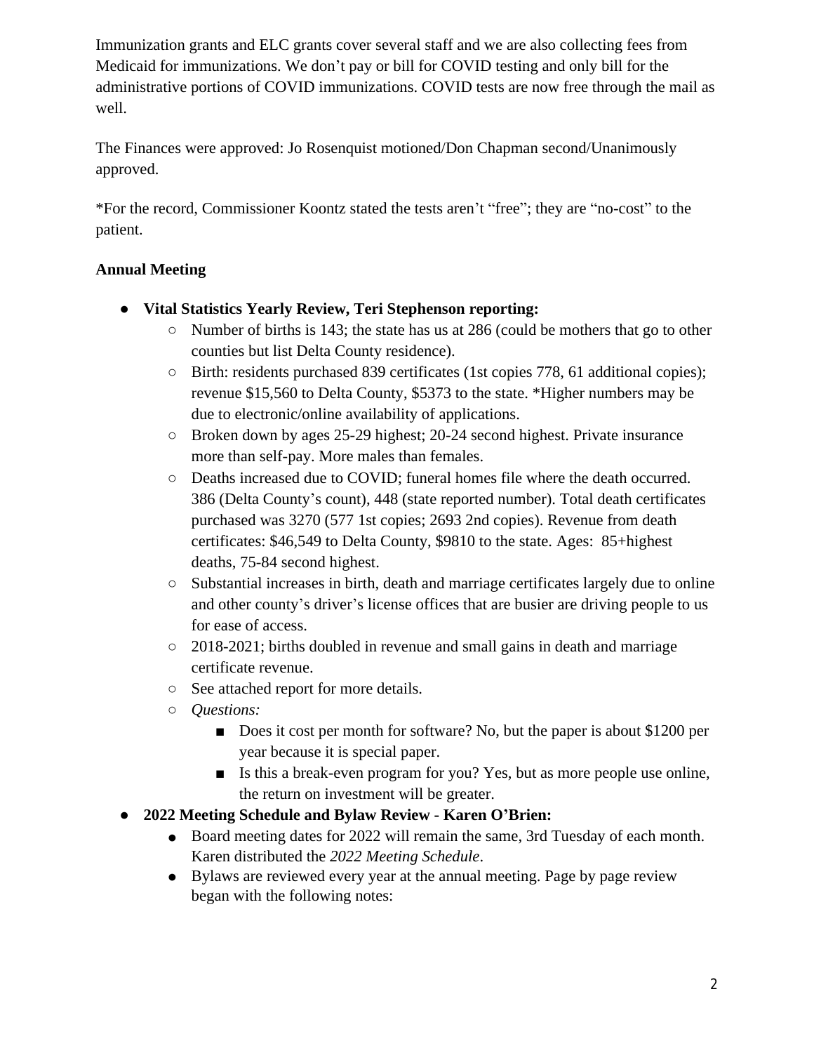Immunization grants and ELC grants cover several staff and we are also collecting fees from Medicaid for immunizations. We don't pay or bill for COVID testing and only bill for the administrative portions of COVID immunizations. COVID tests are now free through the mail as well.

The Finances were approved: Jo Rosenquist motioned/Don Chapman second/Unanimously approved.

*For the record, Commissioner Koontz stated the tests aren't "free"; they are "no-cost" to the patient.

**Annual Meeting**

- **Vital Statistics Yearly Review, Teri Stephenson reporting:**
    - Number of births is 143; the state has us at 286 (could be mothers that go to other counties but list Delta County residence).
    - Birth: residents purchased 839 certificates (1st copies 778, 61 additional copies); revenue $15,560 to Delta County, $5373 to the state. *Higher numbers may be due to electronic/online availability of applications.
    - Broken down by ages 25-29 highest; 20-24 second highest. Private insurance more than self-pay. More males than females.
    - Deaths increased due to COVID; funeral homes file where the death occurred. 386 (Delta County's count), 448 (state reported number). Total death certificates purchased was 3270 (577 1st copies; 2693 2nd copies). Revenue from death certificates: $46,549 to Delta County, $9810 to the state. Ages: 85+highest deaths, 75-84 second highest.
    - Substantial increases in birth, death and marriage certificates largely due to online and other county's driver's license offices that are busier are driving people to us for ease of access.
    - 2018-2021; births doubled in revenue and small gains in death and marriage certificate revenue.
    - See attached report for more details.
    - *Questions:*
        - Does it cost per month for software? No, but the paper is about $1200 per year because it is special paper.
        - Is this a break-even program for you? Yes, but as more people use online, the return on investment will be greater.
- **2022 Meeting Schedule and Bylaw Review - Karen O'Brien:**
    - Board meeting dates for 2022 will remain the same, 3rd Tuesday of each month. Karen distributed the *2022 Meeting Schedule*.
    - Bylaws are reviewed every year at the annual meeting. Page by page review began with the following notes: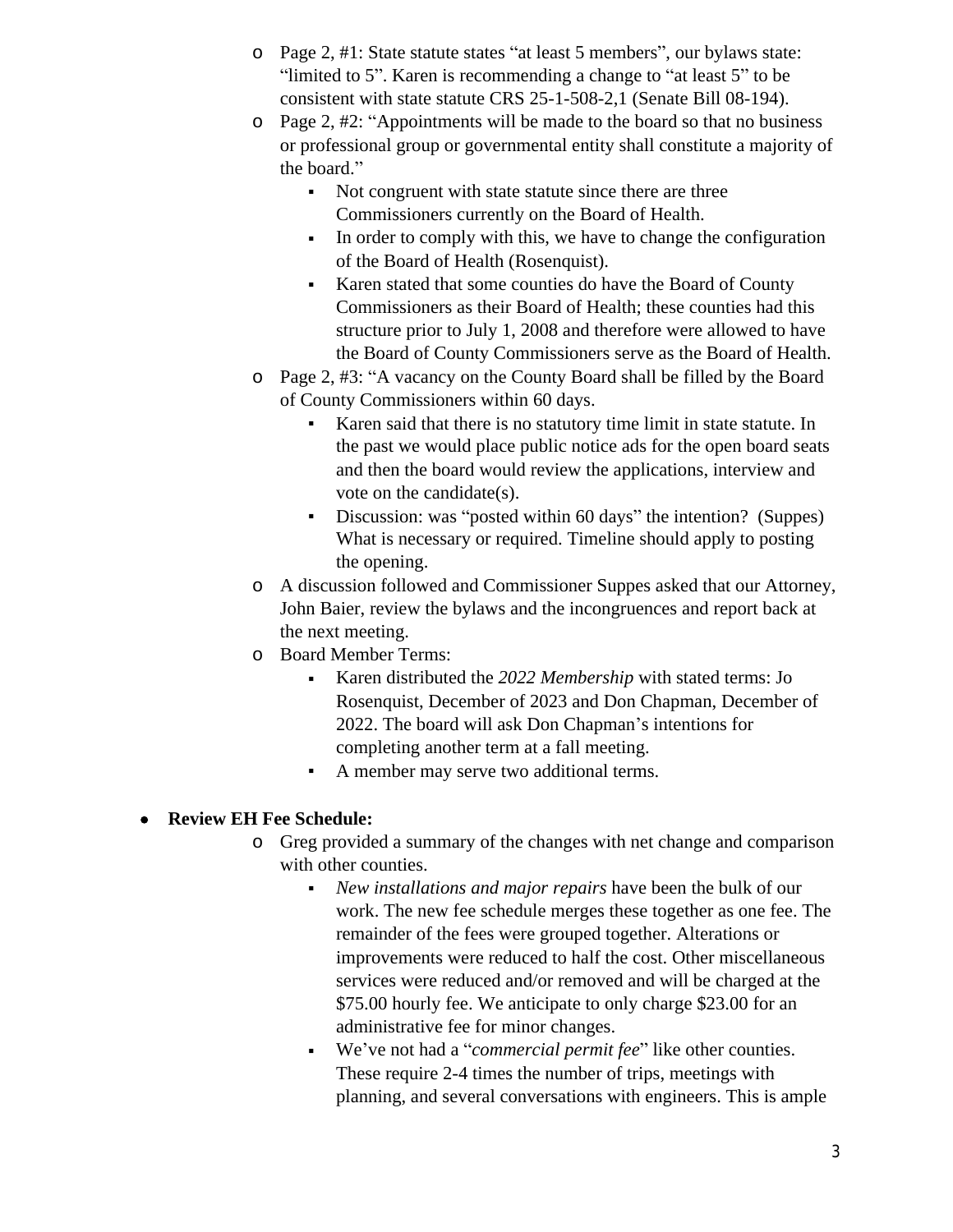- Page 2, #1: State statute states "at least 5 members", our bylaws state: "limited to 5". Karen is recommending a change to "at least 5" to be consistent with state statute CRS 25-1-508-2,1 (Senate Bill 08-194).
- Page 2, #2: "Appointments will be made to the board so that no business or professional group or governmental entity shall constitute a majority of the board."
  - Not congruent with state statute since there are three Commissioners currently on the Board of Health.
  - In order to comply with this, we have to change the configuration of the Board of Health (Rosenquist).
  - Karen stated that some counties do have the Board of County Commissioners as their Board of Health; these counties had this structure prior to July 1, 2008 and therefore were allowed to have the Board of County Commissioners serve as the Board of Health.
- Page 2, #3: "A vacancy on the County Board shall be filled by the Board of County Commissioners within 60 days.
  - Karen said that there is no statutory time limit in state statute. In the past we would place public notice ads for the open board seats and then the board would review the applications, interview and vote on the candidate(s).
  - Discussion: was "posted within 60 days" the intention? (Suppes) What is necessary or required. Timeline should apply to posting the opening.
- A discussion followed and Commissioner Suppes asked that our Attorney, John Baier, review the bylaws and the incongruences and report back at the next meeting.
- Board Member Terms:
  - Karen distributed the *2022 Membership* with stated terms: Jo Rosenquist, December of 2023 and Don Chapman, December of 2022. The board will ask Don Chapman's intentions for completing another term at a fall meeting.
  - A member may serve two additional terms.

- **Review EH Fee Schedule:**
  - Greg provided a summary of the changes with net change and comparison with other counties.
    - *New installations and major repairs* have been the bulk of our work. The new fee schedule merges these together as one fee. The remainder of the fees were grouped together. Alterations or improvements were reduced to half the cost. Other miscellaneous services were reduced and/or removed and will be charged at the $75.00 hourly fee. We anticipate to only charge $23.00 for an administrative fee for minor changes.
    - We've not had a "*commercial permit fee*" like other counties. These require 2-4 times the number of trips, meetings with planning, and several conversations with engineers. This is ample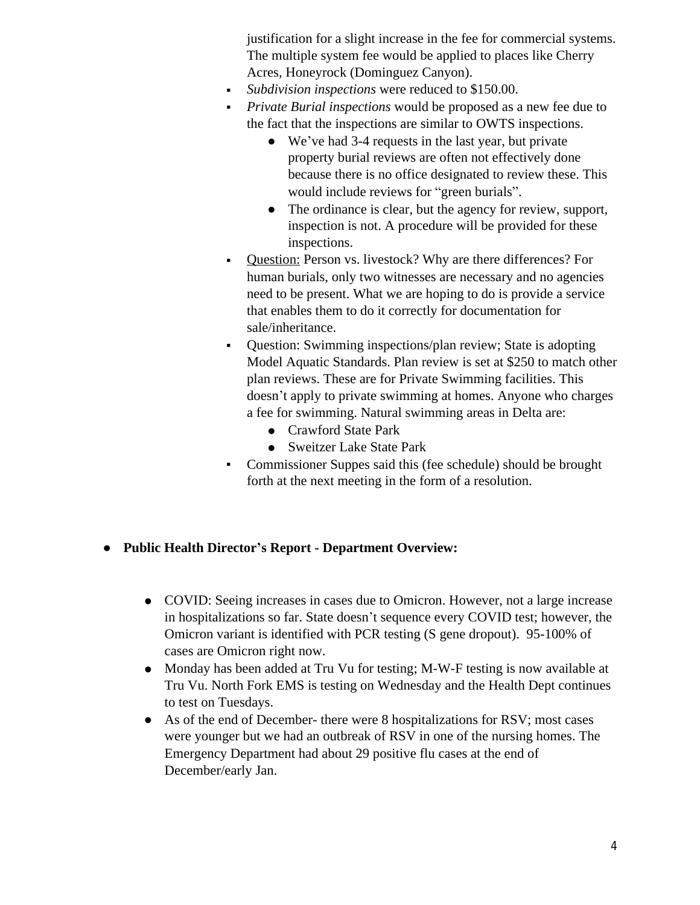justification for a slight increase in the fee for commercial systems. The multiple system fee would be applied to places like Cherry Acres, Honeyrock (Dominguez Canyon).

- *Subdivision inspections* were reduced to $150.00.
- *Private Burial inspections* would be proposed as a new fee due to the fact that the inspections are similar to OWTS inspections.
  - We've had 3-4 requests in the last year, but private property burial reviews are often not effectively done because there is no office designated to review these. This would include reviews for "green burials".
  - The ordinance is clear, but the agency for review, support, inspection is not. A procedure will be provided for these inspections.
- <u>Question:</u> Person vs. livestock? Why are there differences? For human burials, only two witnesses are necessary and no agencies need to be present. What we are hoping to do is provide a service that enables them to do it correctly for documentation for sale/inheritance.
- Question: Swimming inspections/plan review; State is adopting Model Aquatic Standards. Plan review is set at $250 to match other plan reviews. These are for Private Swimming facilities. This doesn't apply to private swimming at homes. Anyone who charges a fee for swimming. Natural swimming areas in Delta are:
  - Crawford State Park
  - Sweitzer Lake State Park
- Commissioner Suppes said this (fee schedule) should be brought forth at the next meeting in the form of a resolution.

- **Public Health Director's Report - Department Overview:**

  - COVID: Seeing increases in cases due to Omicron. However, not a large increase in hospitalizations so far. State doesn't sequence every COVID test; however, the Omicron variant is identified with PCR testing (S gene dropout). 95-100% of cases are Omicron right now.
  - Monday has been added at Tru Vu for testing; M-W-F testing is now available at Tru Vu. North Fork EMS is testing on Wednesday and the Health Dept continues to test on Tuesdays.
  - As of the end of December- there were 8 hospitalizations for RSV; most cases were younger but we had an outbreak of RSV in one of the nursing homes. The Emergency Department had about 29 positive flu cases at the end of December/early Jan.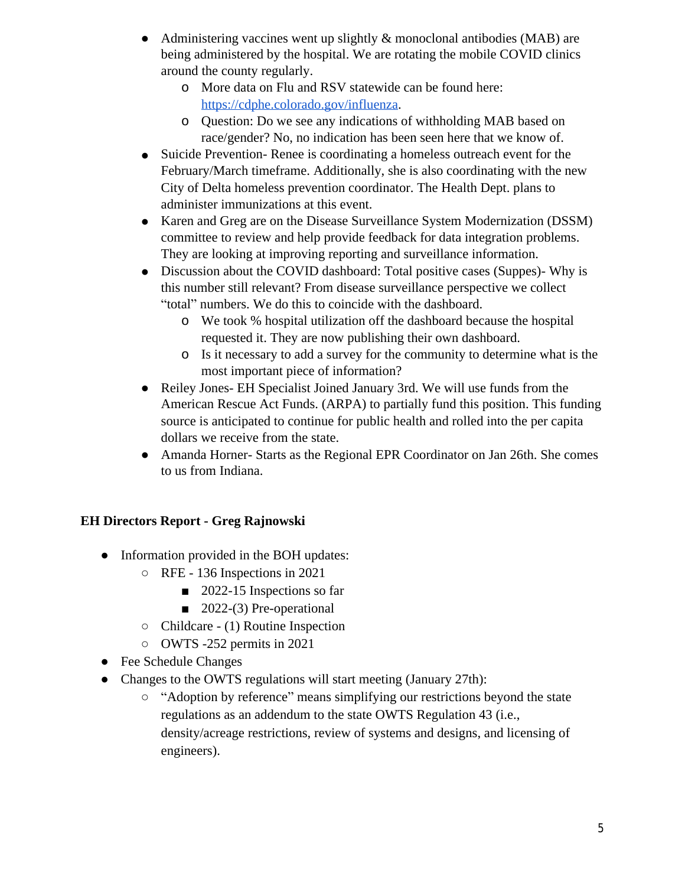- Administering vaccines went up slightly & monoclonal antibodies (MAB) are being administered by the hospital. We are rotating the mobile COVID clinics around the county regularly.
    - More data on Flu and RSV statewide can be found here: [https://cdphe.colorado.gov/influenza](https://cdphe.colorado.gov/influenza).
    - Question: Do we see any indications of withholding MAB based on race/gender? No, no indication has been seen here that we know of.
- Suicide Prevention- Renee is coordinating a homeless outreach event for the February/March timeframe. Additionally, she is also coordinating with the new City of Delta homeless prevention coordinator. The Health Dept. plans to administer immunizations at this event.
- Karen and Greg are on the Disease Surveillance System Modernization (DSSM) committee to review and help provide feedback for data integration problems. They are looking at improving reporting and surveillance information.
- Discussion about the COVID dashboard: Total positive cases (Suppes)- Why is this number still relevant? From disease surveillance perspective we collect "total" numbers. We do this to coincide with the dashboard.
    - We took % hospital utilization off the dashboard because the hospital requested it. They are now publishing their own dashboard.
    - Is it necessary to add a survey for the community to determine what is the most important piece of information?
- Reiley Jones- EH Specialist Joined January 3rd. We will use funds from the American Rescue Act Funds. (ARPA) to partially fund this position. This funding source is anticipated to continue for public health and rolled into the per capita dollars we receive from the state.
- Amanda Horner- Starts as the Regional EPR Coordinator on Jan 26th. She comes to us from Indiana.

## EH Directors Report - Greg Rajnowski

- Information provided in the BOH updates:
    - RFE - 136 Inspections in 2021
        - 2022-15 Inspections so far
        - 2022-(3) Pre-operational
    - Childcare - (1) Routine Inspection
    - OWTS -252 permits in 2021
- Fee Schedule Changes
- Changes to the OWTS regulations will start meeting (January 27th):
    - "Adoption by reference" means simplifying our restrictions beyond the state regulations as an addendum to the state OWTS Regulation 43 (i.e., density/acreage restrictions, review of systems and designs, and licensing of engineers).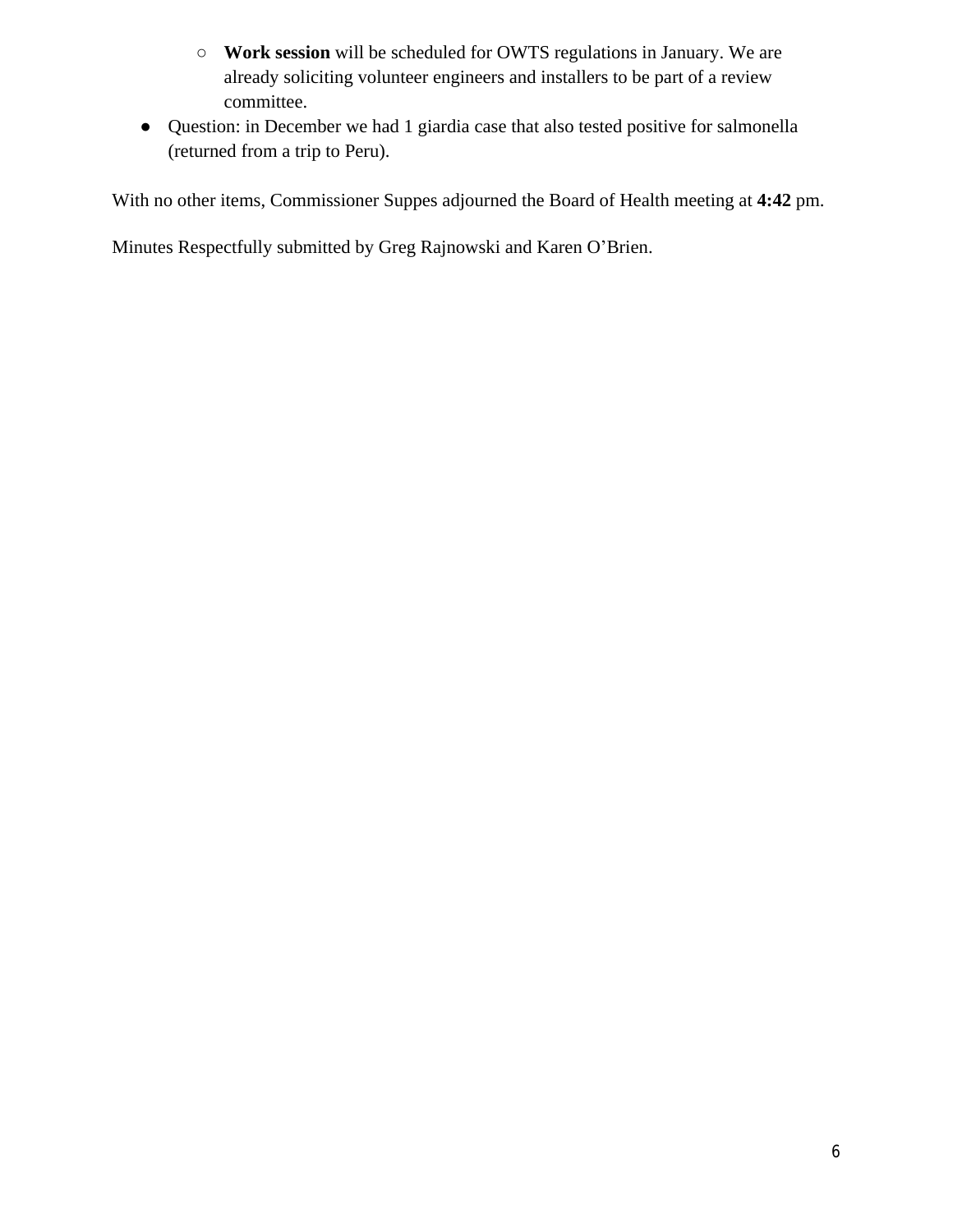- **Work session** will be scheduled for OWTS regulations in January. We are already soliciting volunteer engineers and installers to be part of a review committee.
- Question: in December we had 1 giardia case that also tested positive for salmonella (returned from a trip to Peru).

With no other items, Commissioner Suppes adjourned the Board of Health meeting at **4:42** pm.

Minutes Respectfully submitted by Greg Rajnowski and Karen O'Brien.